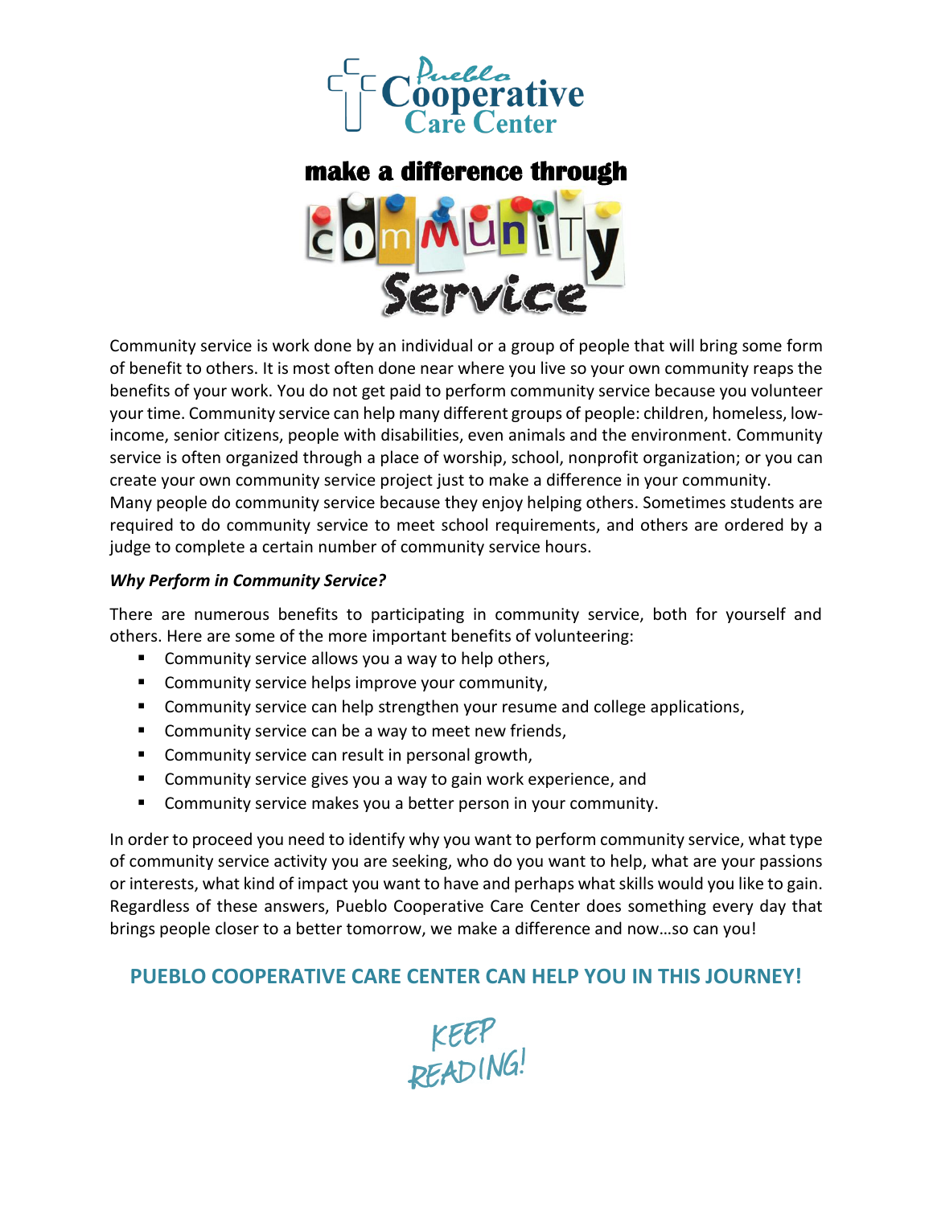# Pueblo Cooperative Care Center

## make a difference through community Service

Community service is work done by an individual or a group of people that will bring some form of benefit to others. It is most often done near where you live so your own community reaps the benefits of your work. You do not get paid to perform community service because you volunteer your time. Community service can help many different groups of people: children, homeless, low-income, senior citizens, people with disabilities, even animals and the environment. Community service is often organized through a place of worship, school, nonprofit organization; or you can create your own community service project just to make a difference in your community.
Many people do community service because they enjoy helping others. Sometimes students are required to do community service to meet school requirements, and others are ordered by a judge to complete a certain number of community service hours.

***Why Perform in Community Service?***

There are numerous benefits to participating in community service, both for yourself and others. Here are some of the more important benefits of volunteering:

- Community service allows you a way to help others,
- Community service helps improve your community,
- Community service can help strengthen your resume and college applications,
- Community service can be a way to meet new friends,
- Community service can result in personal growth,
- Community service gives you a way to gain work experience, and
- Community service makes you a better person in your community.

In order to proceed you need to identify why you want to perform community service, what type of community service activity you are seeking, who do you want to help, what are your passions or interests, what kind of impact you want to have and perhaps what skills would you like to gain. Regardless of these answers, Pueblo Cooperative Care Center does something every day that brings people closer to a better tomorrow, we make a difference and now…so can you!

**PUEBLO COOPERATIVE CARE CENTER CAN HELP YOU IN THIS JOURNEY!**

KEEP READING!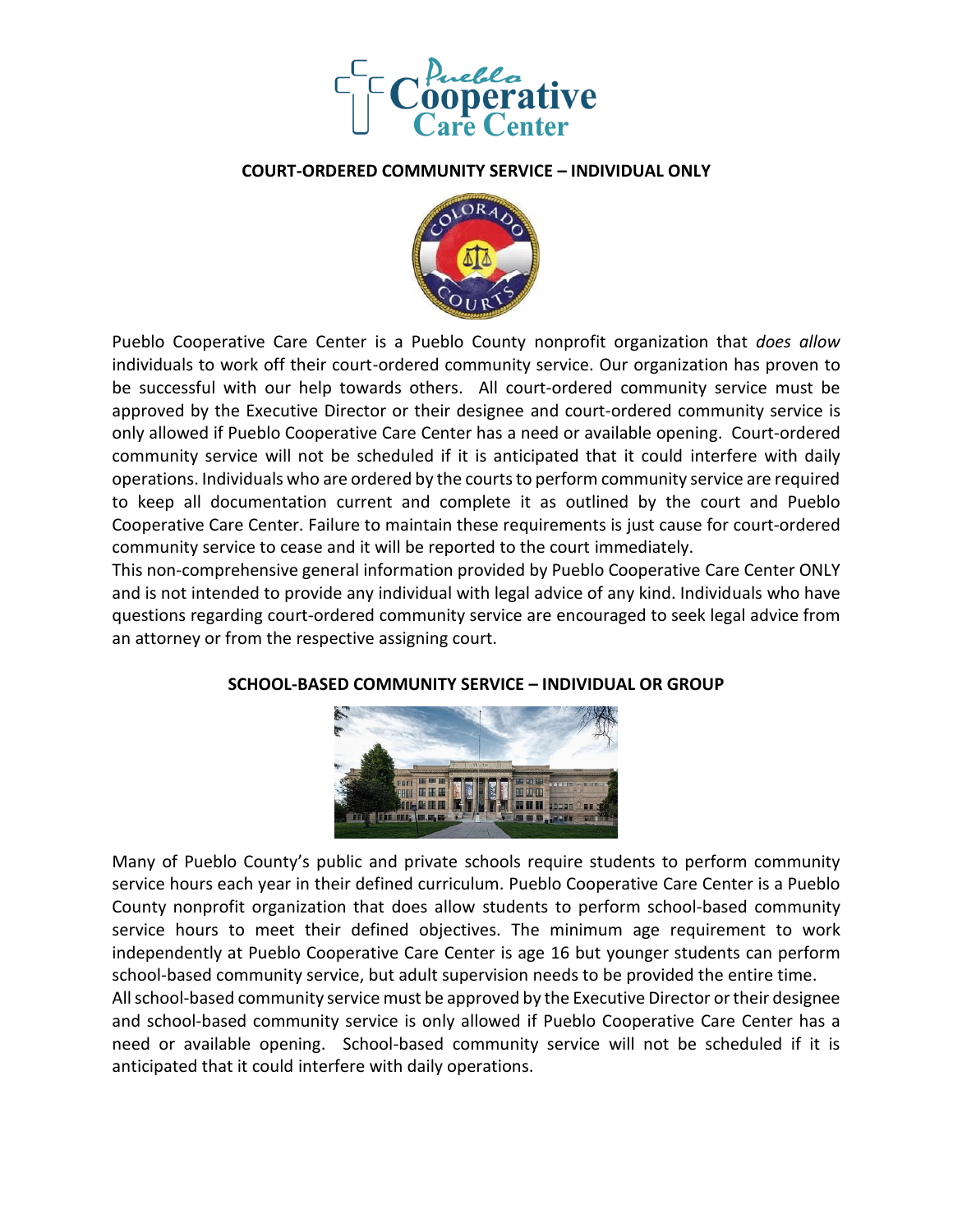## COURT-ORDERED COMMUNITY SERVICE – INDIVIDUAL ONLY

Pueblo Cooperative Care Center is a Pueblo County nonprofit organization that *does allow* individuals to work off their court-ordered community service. Our organization has proven to be successful with our help towards others. All court-ordered community service must be approved by the Executive Director or their designee and court-ordered community service is only allowed if Pueblo Cooperative Care Center has a need or available opening. Court-ordered community service will not be scheduled if it is anticipated that it could interfere with daily operations. Individuals who are ordered by the courts to perform community service are required to keep all documentation current and complete it as outlined by the court and Pueblo Cooperative Care Center. Failure to maintain these requirements is just cause for court-ordered community service to cease and it will be reported to the court immediately.

This non-comprehensive general information provided by Pueblo Cooperative Care Center ONLY and is not intended to provide any individual with legal advice of any kind. Individuals who have questions regarding court-ordered community service are encouraged to seek legal advice from an attorney or from the respective assigning court.

## SCHOOL-BASED COMMUNITY SERVICE – INDIVIDUAL OR GROUP

Many of Pueblo County's public and private schools require students to perform community service hours each year in their defined curriculum. Pueblo Cooperative Care Center is a Pueblo County nonprofit organization that does allow students to perform school-based community service hours to meet their defined objectives. The minimum age requirement to work independently at Pueblo Cooperative Care Center is age 16 but younger students can perform school-based community service, but adult supervision needs to be provided the entire time.

All school-based community service must be approved by the Executive Director or their designee and school-based community service is only allowed if Pueblo Cooperative Care Center has a need or available opening. School-based community service will not be scheduled if it is anticipated that it could interfere with daily operations.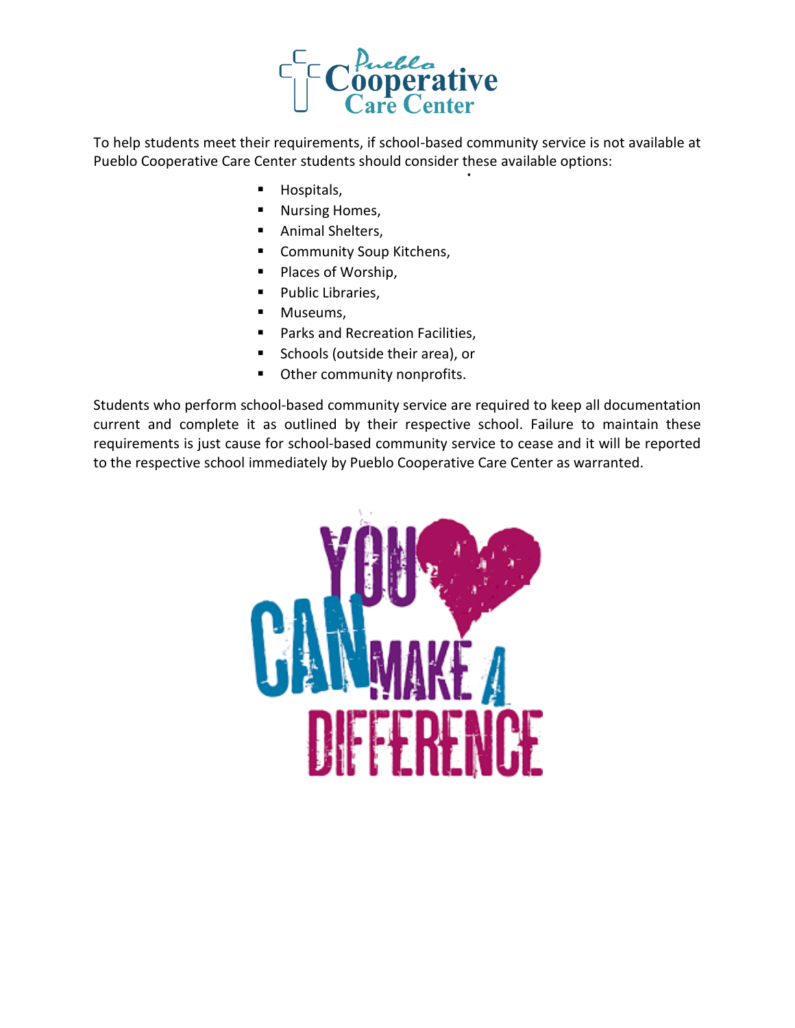To help students meet their requirements, if school-based community service is not available at Pueblo Cooperative Care Center students should consider these available options:

- Hospitals,
- Nursing Homes,
- Animal Shelters,
- Community Soup Kitchens,
- Places of Worship,
- Public Libraries,
- Museums,
- Parks and Recreation Facilities,
- Schools (outside their area), or
- Other community nonprofits.

Students who perform school-based community service are required to keep all documentation current and complete it as outlined by their respective school. Failure to maintain these requirements is just cause for school-based community service to cease and it will be reported to the respective school immediately by Pueblo Cooperative Care Center as warranted.